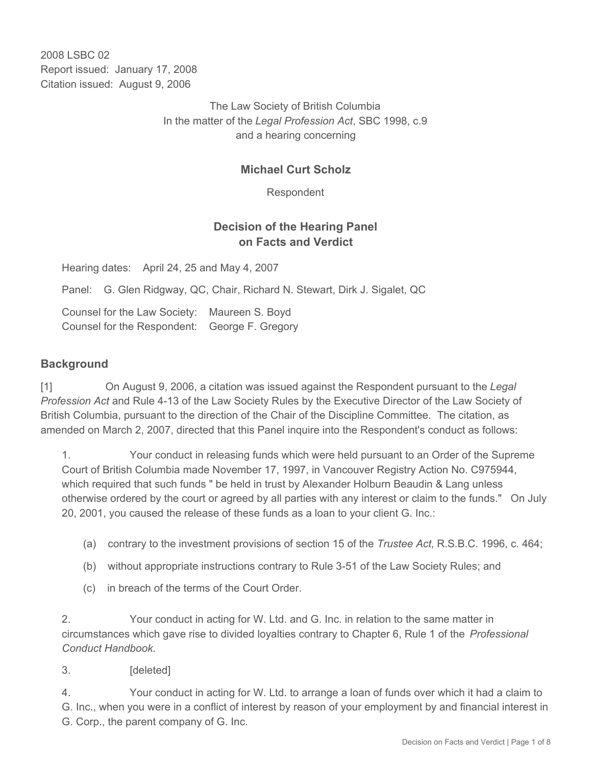2008 LSBC 02
Report issued: January 17, 2008
Citation issued: August 9, 2006

The Law Society of British Columbia
In the matter of the *Legal Profession Act*, SBC 1998, c.9
and a hearing concerning

**Michael Curt Scholz**

Respondent

## Decision of the Hearing Panel on Facts and Verdict

Hearing dates: April 24, 25 and May 4, 2007

Panel: G. Glen Ridgway, QC, Chair, Richard N. Stewart, Dirk J. Sigalet, QC

Counsel for the Law Society: Maureen S. Boyd
Counsel for the Respondent: George F. Gregory

## Background

[1] On August 9, 2006, a citation was issued against the Respondent pursuant to the *Legal Profession Act* and Rule 4-13 of the Law Society Rules by the Executive Director of the Law Society of British Columbia, pursuant to the direction of the Chair of the Discipline Committee. The citation, as amended on March 2, 2007, directed that this Panel inquire into the Respondent's conduct as follows:

1. Your conduct in releasing funds which were held pursuant to an Order of the Supreme Court of British Columbia made November 17, 1997, in Vancouver Registry Action No. C975944, which required that such funds " be held in trust by Alexander Holburn Beaudin & Lang unless otherwise ordered by the court or agreed by all parties with any interest or claim to the funds." On July 20, 2001, you caused the release of these funds as a loan to your client G. Inc.:

   (a) contrary to the investment provisions of section 15 of the *Trustee Act*, R.S.B.C. 1996, c. 464;

   (b) without appropriate instructions contrary to Rule 3-51 of the Law Society Rules; and

   (c) in breach of the terms of the Court Order.

2. Your conduct in acting for W. Ltd. and G. Inc. in relation to the same matter in circumstances which gave rise to divided loyalties contrary to Chapter 6, Rule 1 of the *Professional Conduct Handbook*.

3. [deleted]

4. Your conduct in acting for W. Ltd. to arrange a loan of funds over which it had a claim to G. Inc., when you were in a conflict of interest by reason of your employment by and financial interest in G. Corp., the parent company of G. Inc.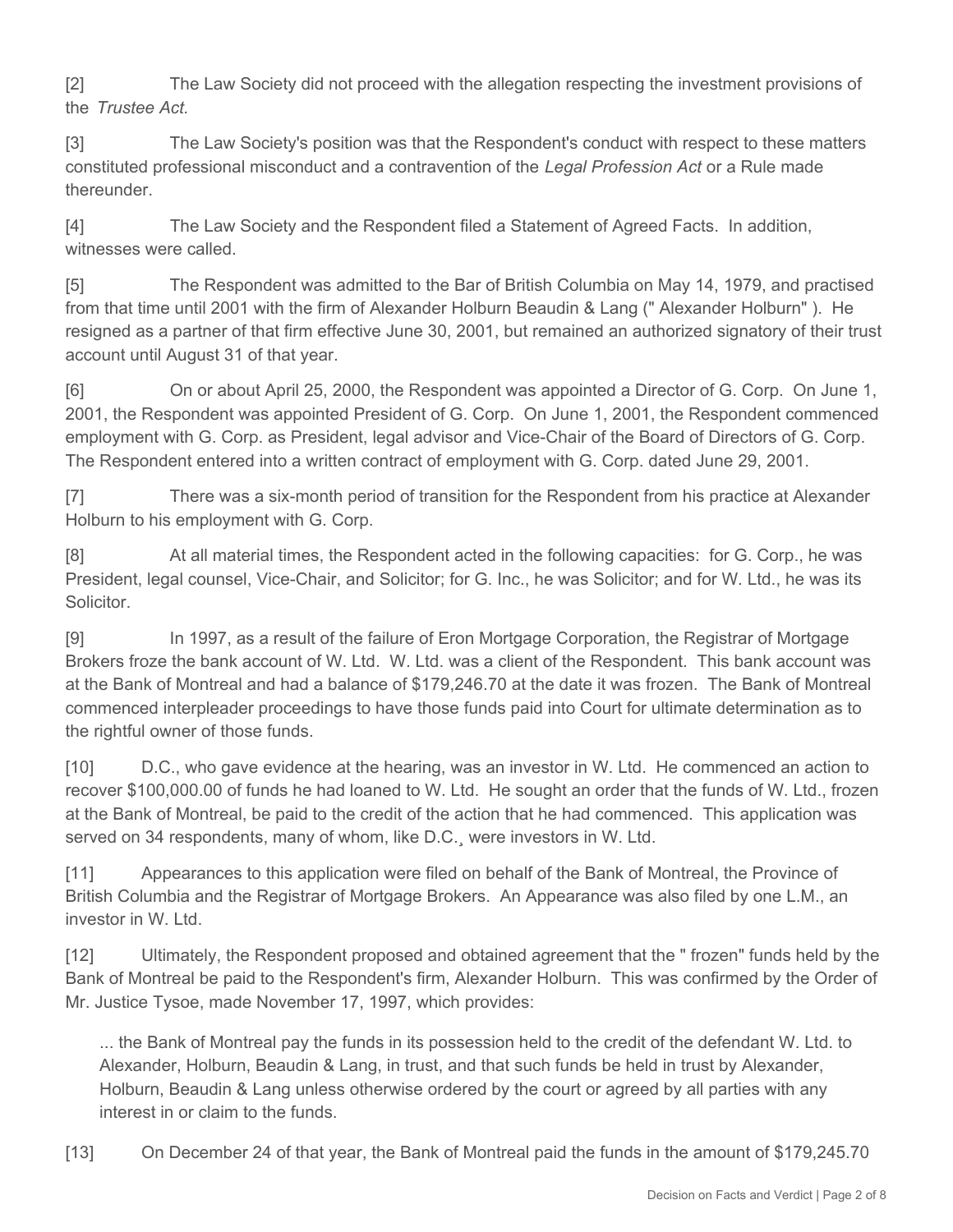[2] The Law Society did not proceed with the allegation respecting the investment provisions of the *Trustee Act.*

[3] The Law Society's position was that the Respondent's conduct with respect to these matters constituted professional misconduct and a contravention of the *Legal Profession Act* or a Rule made thereunder.

[4] The Law Society and the Respondent filed a Statement of Agreed Facts. In addition, witnesses were called.

[5] The Respondent was admitted to the Bar of British Columbia on May 14, 1979, and practised from that time until 2001 with the firm of Alexander Holburn Beaudin & Lang (" Alexander Holburn" ). He resigned as a partner of that firm effective June 30, 2001, but remained an authorized signatory of their trust account until August 31 of that year.

[6] On or about April 25, 2000, the Respondent was appointed a Director of G. Corp. On June 1, 2001, the Respondent was appointed President of G. Corp. On June 1, 2001, the Respondent commenced employment with G. Corp. as President, legal advisor and Vice-Chair of the Board of Directors of G. Corp. The Respondent entered into a written contract of employment with G. Corp. dated June 29, 2001.

[7] There was a six-month period of transition for the Respondent from his practice at Alexander Holburn to his employment with G. Corp.

[8] At all material times, the Respondent acted in the following capacities: for G. Corp., he was President, legal counsel, Vice-Chair, and Solicitor; for G. Inc., he was Solicitor; and for W. Ltd., he was its Solicitor.

[9] In 1997, as a result of the failure of Eron Mortgage Corporation, the Registrar of Mortgage Brokers froze the bank account of W. Ltd. W. Ltd. was a client of the Respondent. This bank account was at the Bank of Montreal and had a balance of $179,246.70 at the date it was frozen. The Bank of Montreal commenced interpleader proceedings to have those funds paid into Court for ultimate determination as to the rightful owner of those funds.

[10] D.C., who gave evidence at the hearing, was an investor in W. Ltd. He commenced an action to recover $100,000.00 of funds he had loaned to W. Ltd. He sought an order that the funds of W. Ltd., frozen at the Bank of Montreal, be paid to the credit of the action that he had commenced. This application was served on 34 respondents, many of whom, like D.C.¸ were investors in W. Ltd.

[11] Appearances to this application were filed on behalf of the Bank of Montreal, the Province of British Columbia and the Registrar of Mortgage Brokers. An Appearance was also filed by one L.M., an investor in W. Ltd.

[12] Ultimately, the Respondent proposed and obtained agreement that the " frozen" funds held by the Bank of Montreal be paid to the Respondent's firm, Alexander Holburn. This was confirmed by the Order of Mr. Justice Tysoe, made November 17, 1997, which provides:

> ... the Bank of Montreal pay the funds in its possession held to the credit of the defendant W. Ltd. to Alexander, Holburn, Beaudin & Lang, in trust, and that such funds be held in trust by Alexander, Holburn, Beaudin & Lang unless otherwise ordered by the court or agreed by all parties with any interest in or claim to the funds.

[13] On December 24 of that year, the Bank of Montreal paid the funds in the amount of $179,245.70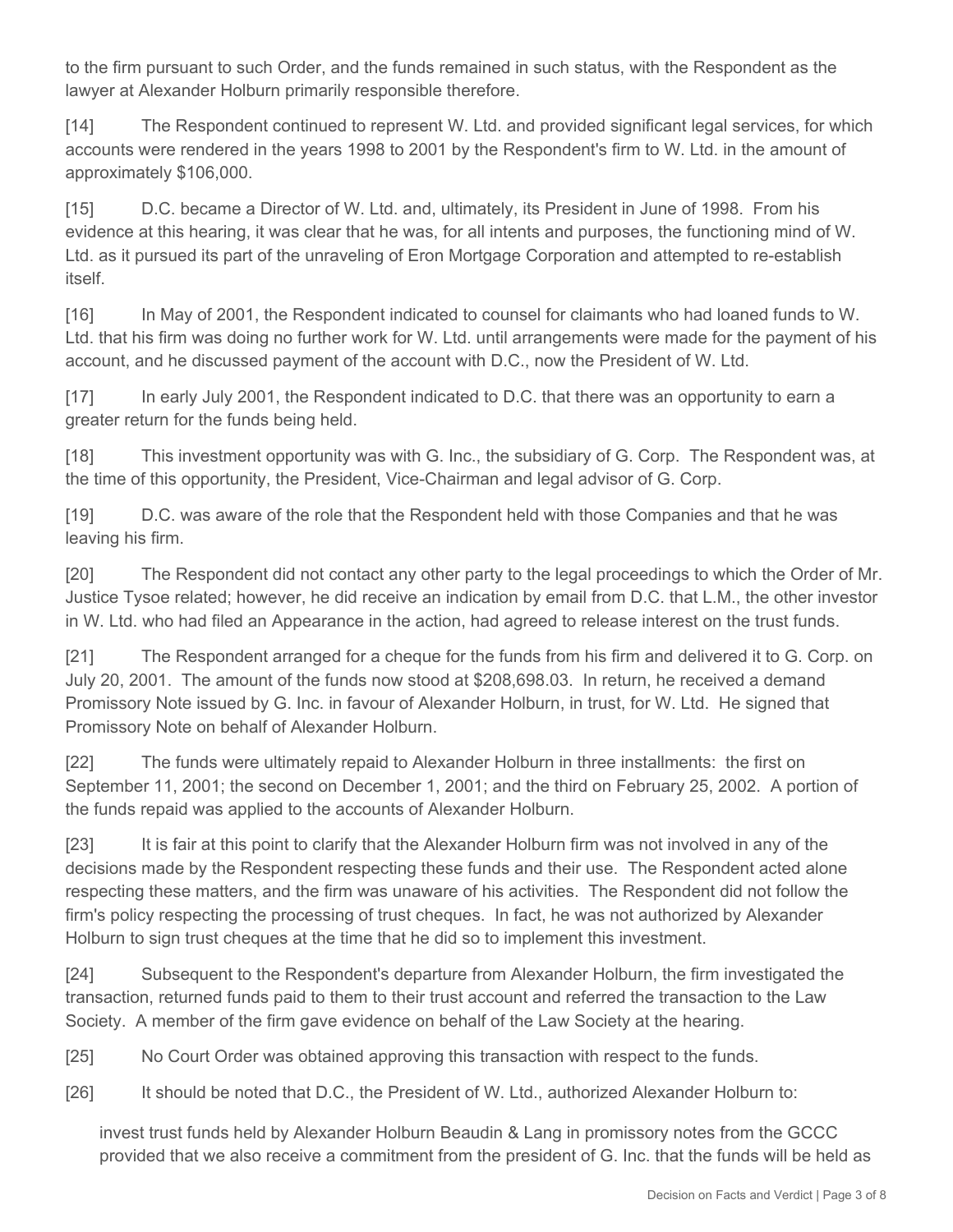to the firm pursuant to such Order, and the funds remained in such status, with the Respondent as the lawyer at Alexander Holburn primarily responsible therefore.

[14] The Respondent continued to represent W. Ltd. and provided significant legal services, for which accounts were rendered in the years 1998 to 2001 by the Respondent's firm to W. Ltd. in the amount of approximately $106,000.

[15] D.C. became a Director of W. Ltd. and, ultimately, its President in June of 1998. From his evidence at this hearing, it was clear that he was, for all intents and purposes, the functioning mind of W. Ltd. as it pursued its part of the unraveling of Eron Mortgage Corporation and attempted to re-establish itself.

[16] In May of 2001, the Respondent indicated to counsel for claimants who had loaned funds to W. Ltd. that his firm was doing no further work for W. Ltd. until arrangements were made for the payment of his account, and he discussed payment of the account with D.C., now the President of W. Ltd.

[17] In early July 2001, the Respondent indicated to D.C. that there was an opportunity to earn a greater return for the funds being held.

[18] This investment opportunity was with G. Inc., the subsidiary of G. Corp. The Respondent was, at the time of this opportunity, the President, Vice-Chairman and legal advisor of G. Corp.

[19] D.C. was aware of the role that the Respondent held with those Companies and that he was leaving his firm.

[20] The Respondent did not contact any other party to the legal proceedings to which the Order of Mr. Justice Tysoe related; however, he did receive an indication by email from D.C. that L.M., the other investor in W. Ltd. who had filed an Appearance in the action, had agreed to release interest on the trust funds.

[21] The Respondent arranged for a cheque for the funds from his firm and delivered it to G. Corp. on July 20, 2001. The amount of the funds now stood at $208,698.03. In return, he received a demand Promissory Note issued by G. Inc. in favour of Alexander Holburn, in trust, for W. Ltd. He signed that Promissory Note on behalf of Alexander Holburn.

[22] The funds were ultimately repaid to Alexander Holburn in three installments: the first on September 11, 2001; the second on December 1, 2001; and the third on February 25, 2002. A portion of the funds repaid was applied to the accounts of Alexander Holburn.

[23] It is fair at this point to clarify that the Alexander Holburn firm was not involved in any of the decisions made by the Respondent respecting these funds and their use. The Respondent acted alone respecting these matters, and the firm was unaware of his activities. The Respondent did not follow the firm's policy respecting the processing of trust cheques. In fact, he was not authorized by Alexander Holburn to sign trust cheques at the time that he did so to implement this investment.

[24] Subsequent to the Respondent's departure from Alexander Holburn, the firm investigated the transaction, returned funds paid to them to their trust account and referred the transaction to the Law Society. A member of the firm gave evidence on behalf of the Law Society at the hearing.

[25] No Court Order was obtained approving this transaction with respect to the funds.

[26] It should be noted that D.C., the President of W. Ltd., authorized Alexander Holburn to:

> invest trust funds held by Alexander Holburn Beaudin & Lang in promissory notes from the GCCC provided that we also receive a commitment from the president of G. Inc. that the funds will be held as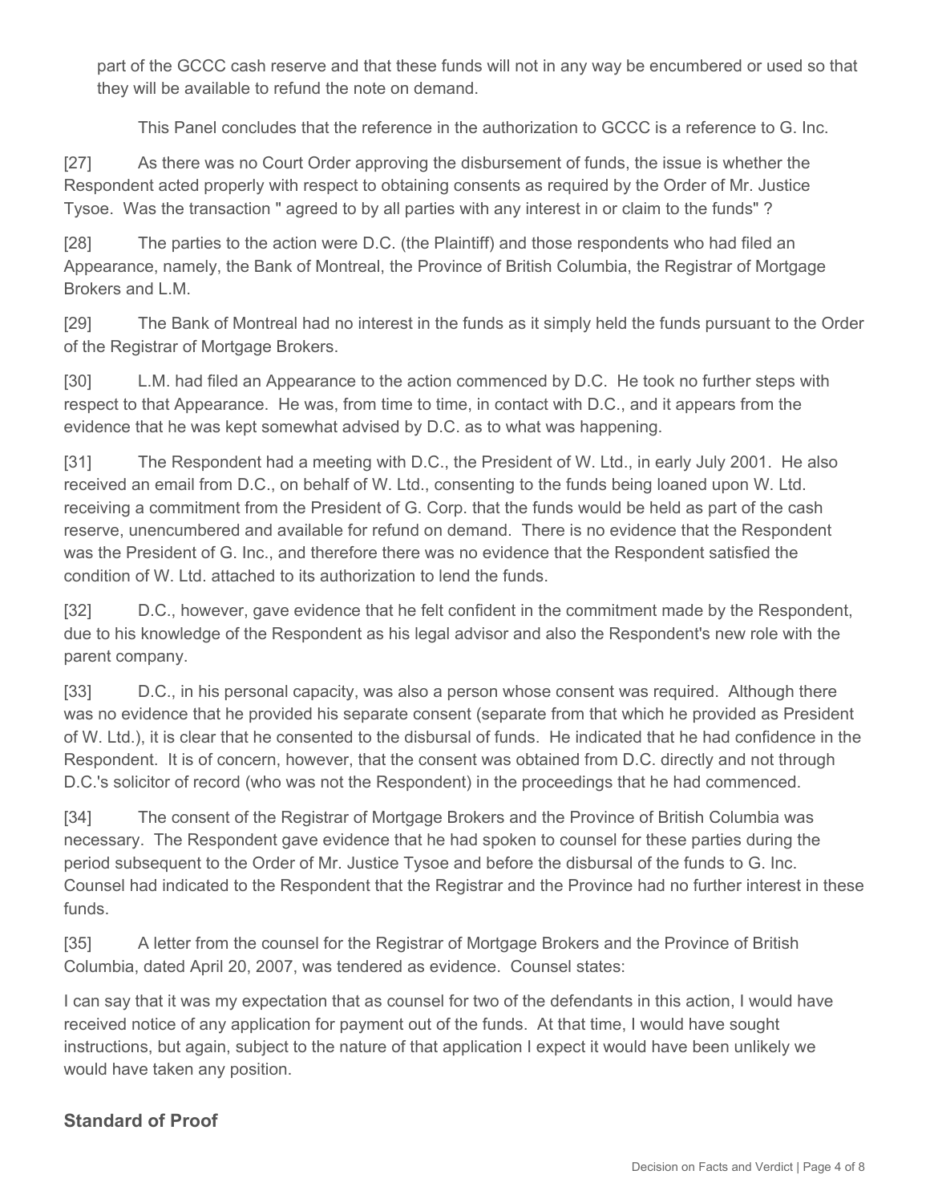part of the GCCC cash reserve and that these funds will not in any way be encumbered or used so that they will be available to refund the note on demand.

This Panel concludes that the reference in the authorization to GCCC is a reference to G. Inc.

[27] As there was no Court Order approving the disbursement of funds, the issue is whether the Respondent acted properly with respect to obtaining consents as required by the Order of Mr. Justice Tysoe. Was the transaction " agreed to by all parties with any interest in or claim to the funds" ?

[28] The parties to the action were D.C. (the Plaintiff) and those respondents who had filed an Appearance, namely, the Bank of Montreal, the Province of British Columbia, the Registrar of Mortgage Brokers and L.M.

[29] The Bank of Montreal had no interest in the funds as it simply held the funds pursuant to the Order of the Registrar of Mortgage Brokers.

[30] L.M. had filed an Appearance to the action commenced by D.C. He took no further steps with respect to that Appearance. He was, from time to time, in contact with D.C., and it appears from the evidence that he was kept somewhat advised by D.C. as to what was happening.

[31] The Respondent had a meeting with D.C., the President of W. Ltd., in early July 2001. He also received an email from D.C., on behalf of W. Ltd., consenting to the funds being loaned upon W. Ltd. receiving a commitment from the President of G. Corp. that the funds would be held as part of the cash reserve, unencumbered and available for refund on demand. There is no evidence that the Respondent was the President of G. Inc., and therefore there was no evidence that the Respondent satisfied the condition of W. Ltd. attached to its authorization to lend the funds.

[32] D.C., however, gave evidence that he felt confident in the commitment made by the Respondent, due to his knowledge of the Respondent as his legal advisor and also the Respondent's new role with the parent company.

[33] D.C., in his personal capacity, was also a person whose consent was required. Although there was no evidence that he provided his separate consent (separate from that which he provided as President of W. Ltd.), it is clear that he consented to the disbursal of funds. He indicated that he had confidence in the Respondent. It is of concern, however, that the consent was obtained from D.C. directly and not through D.C.'s solicitor of record (who was not the Respondent) in the proceedings that he had commenced.

[34] The consent of the Registrar of Mortgage Brokers and the Province of British Columbia was necessary. The Respondent gave evidence that he had spoken to counsel for these parties during the period subsequent to the Order of Mr. Justice Tysoe and before the disbursal of the funds to G. Inc. Counsel had indicated to the Respondent that the Registrar and the Province had no further interest in these funds.

[35] A letter from the counsel for the Registrar of Mortgage Brokers and the Province of British Columbia, dated April 20, 2007, was tendered as evidence. Counsel states:

I can say that it was my expectation that as counsel for two of the defendants in this action, I would have received notice of any application for payment out of the funds. At that time, I would have sought instructions, but again, subject to the nature of that application I expect it would have been unlikely we would have taken any position.

## Standard of Proof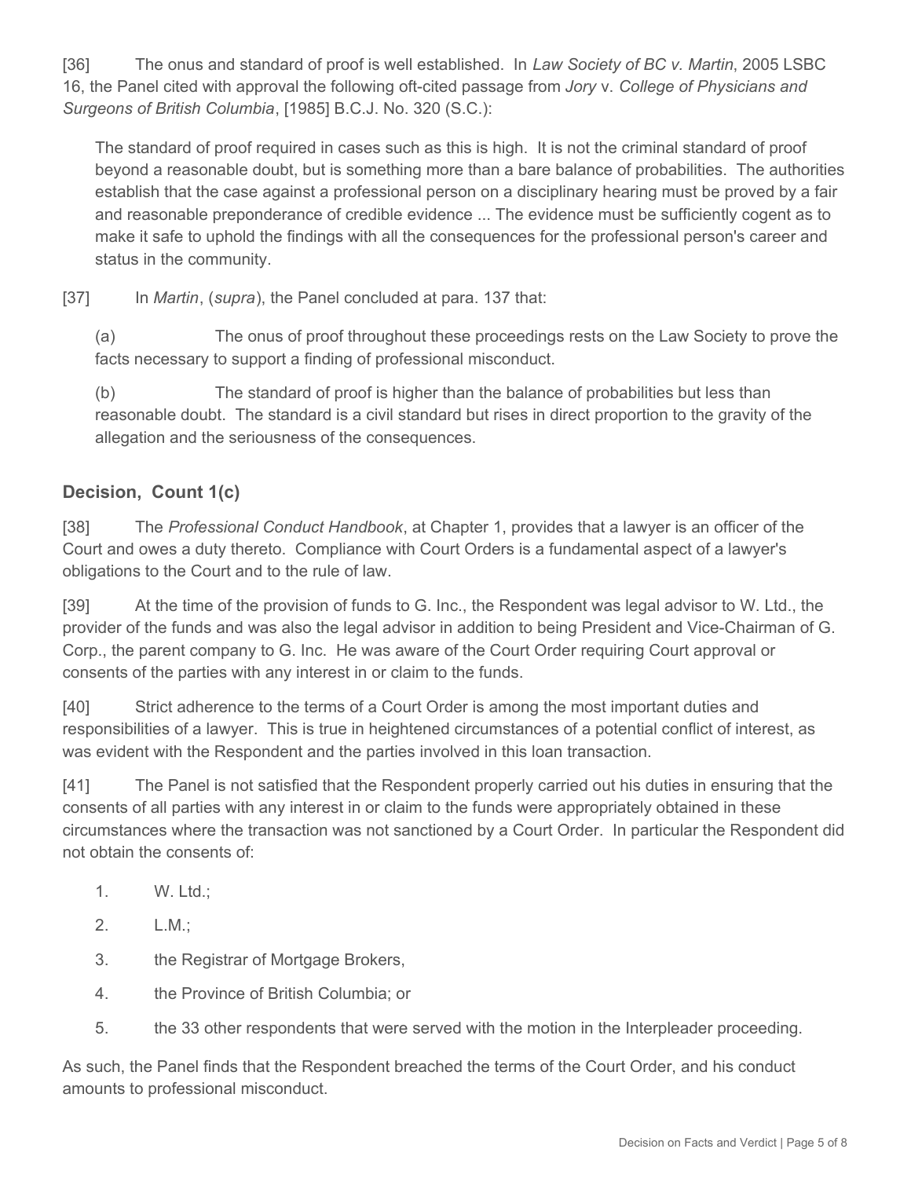[36] The onus and standard of proof is well established. In *Law Society of BC v. Martin*, 2005 LSBC 16, the Panel cited with approval the following oft-cited passage from *Jory* v. *College of Physicians and Surgeons of British Columbia*, [1985] B.C.J. No. 320 (S.C.):

> The standard of proof required in cases such as this is high. It is not the criminal standard of proof beyond a reasonable doubt, but is something more than a bare balance of probabilities. The authorities establish that the case against a professional person on a disciplinary hearing must be proved by a fair and reasonable preponderance of credible evidence ... The evidence must be sufficiently cogent as to make it safe to uphold the findings with all the consequences for the professional person's career and status in the community.

[37] In *Martin*, (*supra*), the Panel concluded at para. 137 that:

> (a) The onus of proof throughout these proceedings rests on the Law Society to prove the facts necessary to support a finding of professional misconduct.
>
> (b) The standard of proof is higher than the balance of probabilities but less than reasonable doubt. The standard is a civil standard but rises in direct proportion to the gravity of the allegation and the seriousness of the consequences.

## Decision, Count 1(c)

[38] The *Professional Conduct Handbook*, at Chapter 1, provides that a lawyer is an officer of the Court and owes a duty thereto. Compliance with Court Orders is a fundamental aspect of a lawyer's obligations to the Court and to the rule of law.

[39] At the time of the provision of funds to G. Inc., the Respondent was legal advisor to W. Ltd., the provider of the funds and was also the legal advisor in addition to being President and Vice-Chairman of G. Corp., the parent company to G. Inc. He was aware of the Court Order requiring Court approval or consents of the parties with any interest in or claim to the funds.

[40] Strict adherence to the terms of a Court Order is among the most important duties and responsibilities of a lawyer. This is true in heightened circumstances of a potential conflict of interest, as was evident with the Respondent and the parties involved in this loan transaction.

[41] The Panel is not satisfied that the Respondent properly carried out his duties in ensuring that the consents of all parties with any interest in or claim to the funds were appropriately obtained in these circumstances where the transaction was not sanctioned by a Court Order. In particular the Respondent did not obtain the consents of:

1. W. Ltd.;
2. L.M.;
3. the Registrar of Mortgage Brokers,
4. the Province of British Columbia; or
5. the 33 other respondents that were served with the motion in the Interpleader proceeding.

As such, the Panel finds that the Respondent breached the terms of the Court Order, and his conduct amounts to professional misconduct.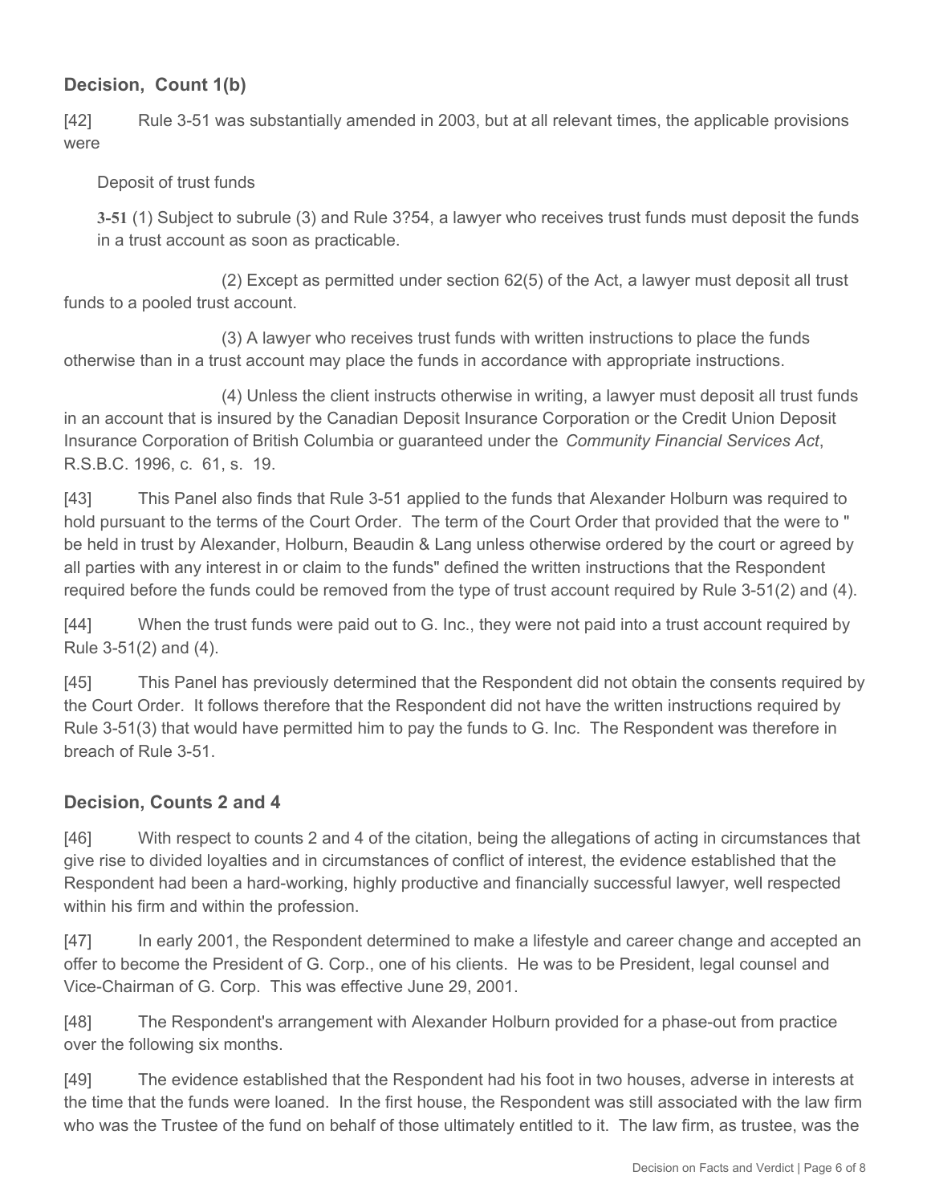## Decision, Count 1(b)

[42] Rule 3-51 was substantially amended in 2003, but at all relevant times, the applicable provisions were

Deposit of trust funds

**3-51** (1) Subject to subrule (3) and Rule 3?54, a lawyer who receives trust funds must deposit the funds in a trust account as soon as practicable.

(2) Except as permitted under section 62(5) of the Act, a lawyer must deposit all trust funds to a pooled trust account.

(3) A lawyer who receives trust funds with written instructions to place the funds otherwise than in a trust account may place the funds in accordance with appropriate instructions.

(4) Unless the client instructs otherwise in writing, a lawyer must deposit all trust funds in an account that is insured by the Canadian Deposit Insurance Corporation or the Credit Union Deposit Insurance Corporation of British Columbia or guaranteed under the *Community Financial Services Act*, R.S.B.C. 1996, c. 61, s. 19.

[43] This Panel also finds that Rule 3-51 applied to the funds that Alexander Holburn was required to hold pursuant to the terms of the Court Order. The term of the Court Order that provided that the were to " be held in trust by Alexander, Holburn, Beaudin & Lang unless otherwise ordered by the court or agreed by all parties with any interest in or claim to the funds" defined the written instructions that the Respondent required before the funds could be removed from the type of trust account required by Rule 3-51(2) and (4).

[44] When the trust funds were paid out to G. Inc., they were not paid into a trust account required by Rule 3-51(2) and (4).

[45] This Panel has previously determined that the Respondent did not obtain the consents required by the Court Order. It follows therefore that the Respondent did not have the written instructions required by Rule 3-51(3) that would have permitted him to pay the funds to G. Inc. The Respondent was therefore in breach of Rule 3-51.

## Decision, Counts 2 and 4

[46] With respect to counts 2 and 4 of the citation, being the allegations of acting in circumstances that give rise to divided loyalties and in circumstances of conflict of interest, the evidence established that the Respondent had been a hard-working, highly productive and financially successful lawyer, well respected within his firm and within the profession.

[47] In early 2001, the Respondent determined to make a lifestyle and career change and accepted an offer to become the President of G. Corp., one of his clients. He was to be President, legal counsel and Vice-Chairman of G. Corp. This was effective June 29, 2001.

[48] The Respondent's arrangement with Alexander Holburn provided for a phase-out from practice over the following six months.

[49] The evidence established that the Respondent had his foot in two houses, adverse in interests at the time that the funds were loaned. In the first house, the Respondent was still associated with the law firm who was the Trustee of the fund on behalf of those ultimately entitled to it. The law firm, as trustee, was the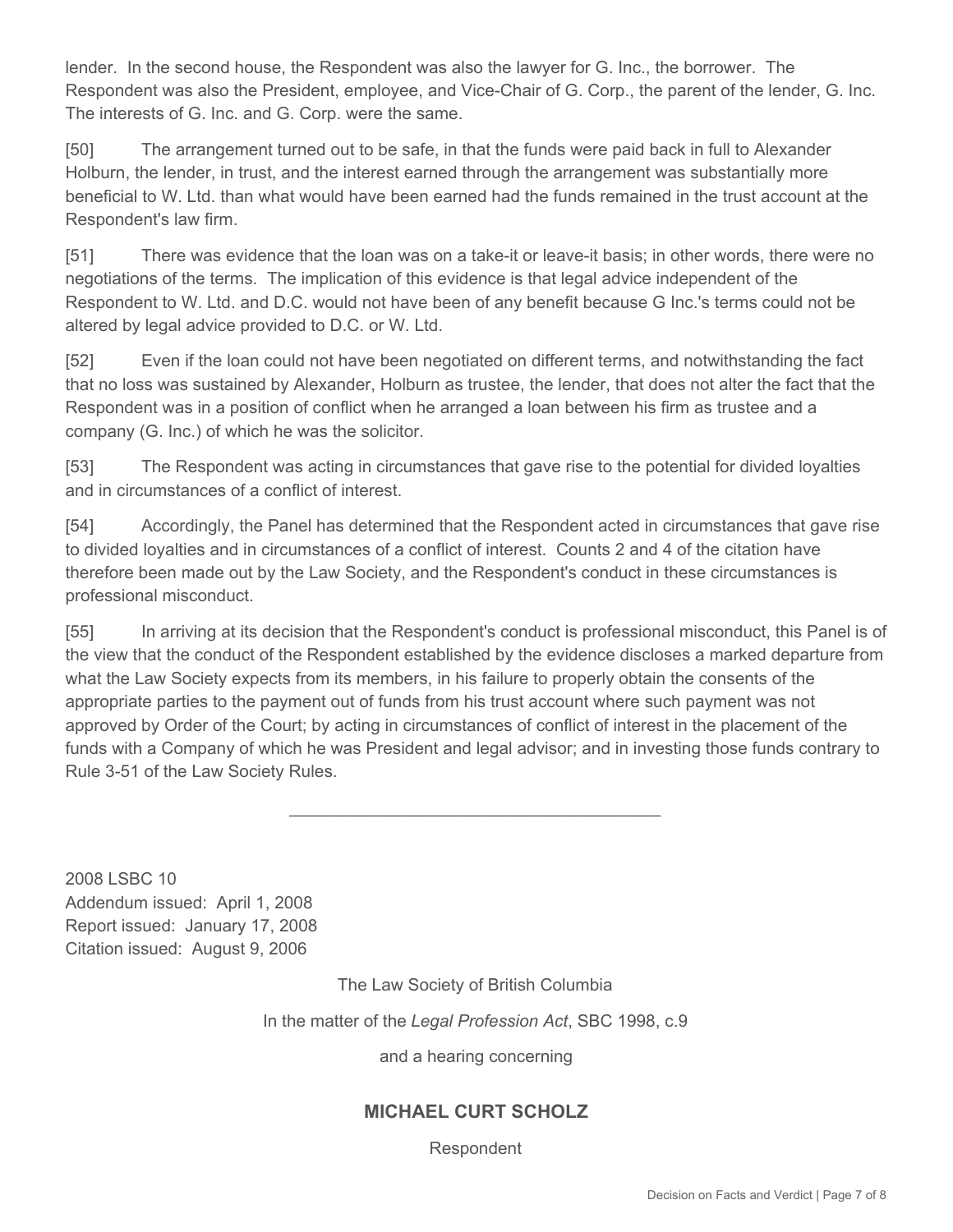lender. In the second house, the Respondent was also the lawyer for G. Inc., the borrower. The Respondent was also the President, employee, and Vice-Chair of G. Corp., the parent of the lender, G. Inc. The interests of G. Inc. and G. Corp. were the same.

[50] The arrangement turned out to be safe, in that the funds were paid back in full to Alexander Holburn, the lender, in trust, and the interest earned through the arrangement was substantially more beneficial to W. Ltd. than what would have been earned had the funds remained in the trust account at the Respondent's law firm.

[51] There was evidence that the loan was on a take-it or leave-it basis; in other words, there were no negotiations of the terms. The implication of this evidence is that legal advice independent of the Respondent to W. Ltd. and D.C. would not have been of any benefit because G Inc.'s terms could not be altered by legal advice provided to D.C. or W. Ltd.

[52] Even if the loan could not have been negotiated on different terms, and notwithstanding the fact that no loss was sustained by Alexander, Holburn as trustee, the lender, that does not alter the fact that the Respondent was in a position of conflict when he arranged a loan between his firm as trustee and a company (G. Inc.) of which he was the solicitor.

[53] The Respondent was acting in circumstances that gave rise to the potential for divided loyalties and in circumstances of a conflict of interest.

[54] Accordingly, the Panel has determined that the Respondent acted in circumstances that gave rise to divided loyalties and in circumstances of a conflict of interest. Counts 2 and 4 of the citation have therefore been made out by the Law Society, and the Respondent's conduct in these circumstances is professional misconduct.

[55] In arriving at its decision that the Respondent's conduct is professional misconduct, this Panel is of the view that the conduct of the Respondent established by the evidence discloses a marked departure from what the Law Society expects from its members, in his failure to properly obtain the consents of the appropriate parties to the payment out of funds from his trust account where such payment was not approved by Order of the Court; by acting in circumstances of conflict of interest in the placement of the funds with a Company of which he was President and legal advisor; and in investing those funds contrary to Rule 3-51 of the Law Society Rules.

---

2008 LSBC 10
Addendum issued: April 1, 2008
Report issued: January 17, 2008
Citation issued: August 9, 2006

The Law Society of British Columbia

In the matter of the *Legal Profession Act*, SBC 1998, c.9

and a hearing concerning

**MICHAEL CURT SCHOLZ**

Respondent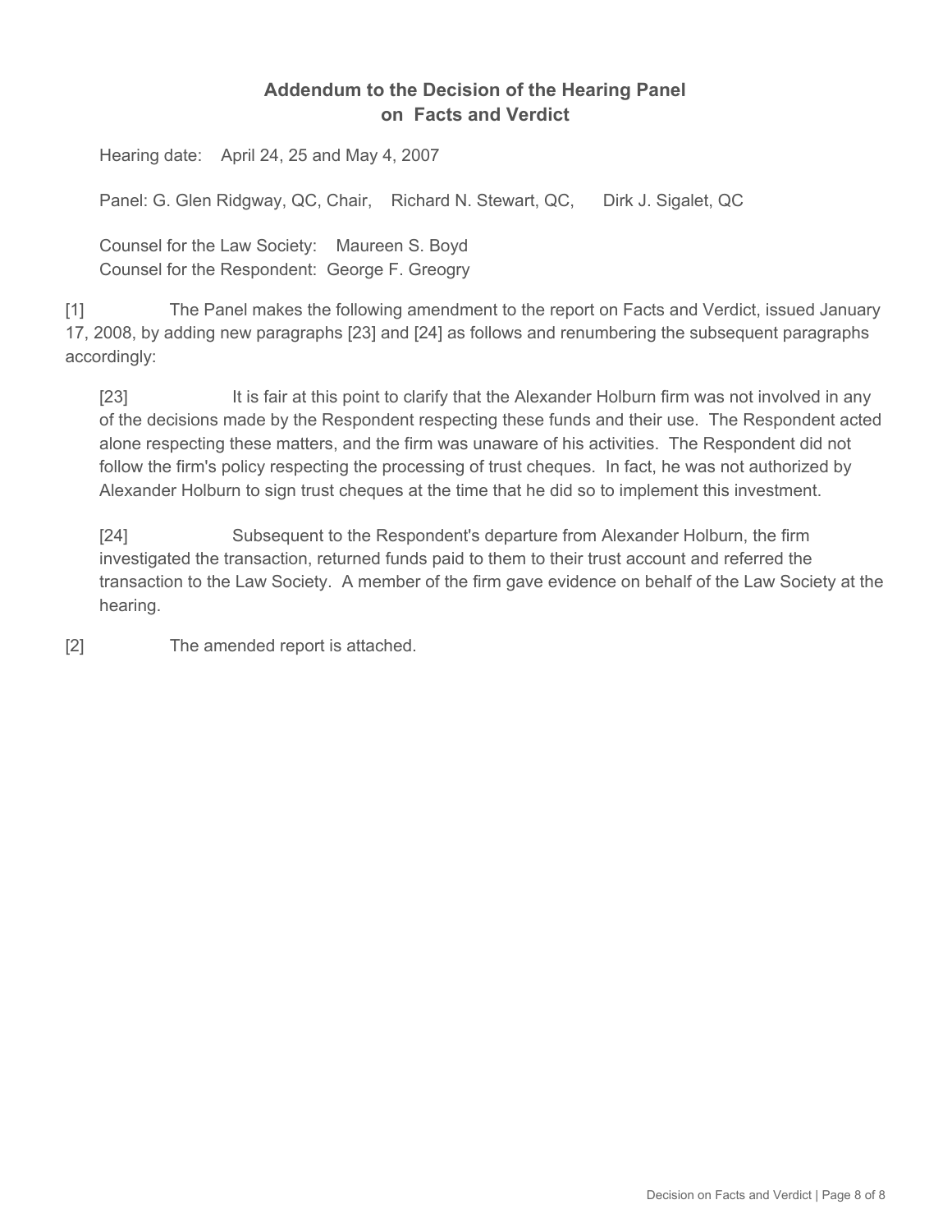## Addendum to the Decision of the Hearing Panel on Facts and Verdict

Hearing date: April 24, 25 and May 4, 2007

Panel: G. Glen Ridgway, QC, Chair, Richard N. Stewart, QC, Dirk J. Sigalet, QC

Counsel for the Law Society: Maureen S. Boyd
Counsel for the Respondent: George F. Greogry

[1] The Panel makes the following amendment to the report on Facts and Verdict, issued January 17, 2008, by adding new paragraphs [23] and [24] as follows and renumbering the subsequent paragraphs accordingly:

> [23] It is fair at this point to clarify that the Alexander Holburn firm was not involved in any of the decisions made by the Respondent respecting these funds and their use. The Respondent acted alone respecting these matters, and the firm was unaware of his activities. The Respondent did not follow the firm's policy respecting the processing of trust cheques. In fact, he was not authorized by Alexander Holburn to sign trust cheques at the time that he did so to implement this investment.
>
> [24] Subsequent to the Respondent's departure from Alexander Holburn, the firm investigated the transaction, returned funds paid to them to their trust account and referred the transaction to the Law Society. A member of the firm gave evidence on behalf of the Law Society at the hearing.

[2] The amended report is attached.